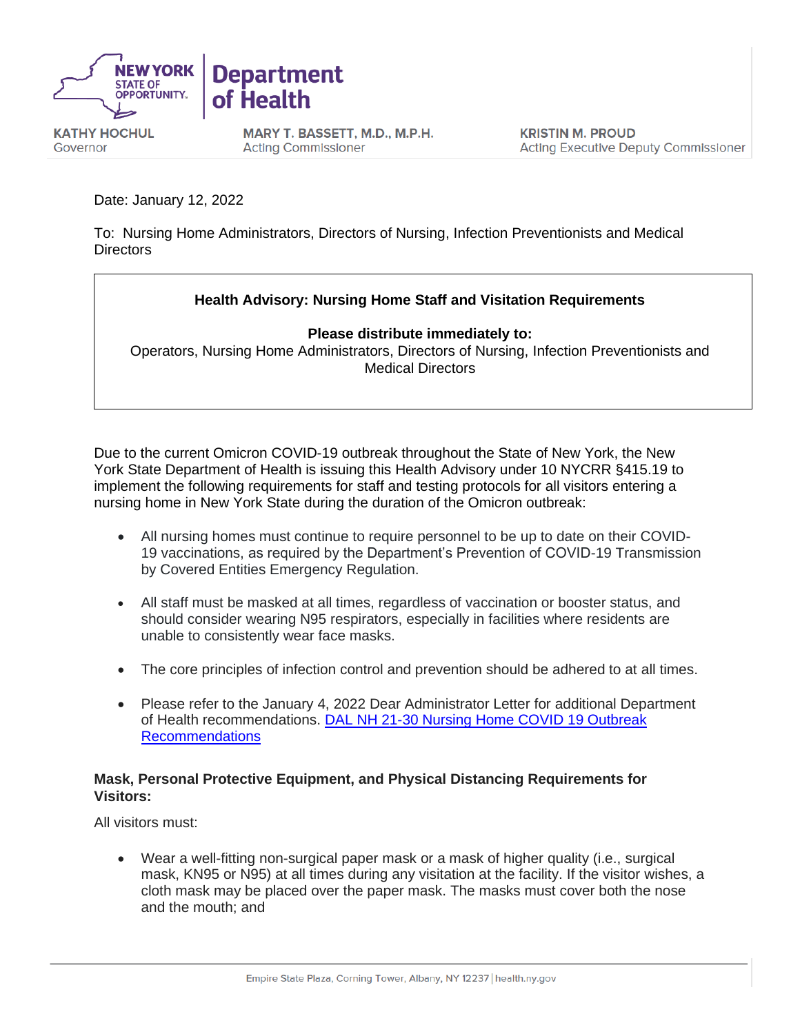NEW YORK STATE OF OPPORTUNITY. | Department of Health

KATHY HOCHUL
Governor

MARY T. BASSETT, M.D., M.P.H.
Acting Commissioner

KRISTIN M. PROUD
Acting Executive Deputy Commissioner

Date: January 12, 2022

To: Nursing Home Administrators, Directors of Nursing, Infection Preventionists and Medical Directors

**Health Advisory: Nursing Home Staff and Visitation Requirements**

**Please distribute immediately to:**
Operators, Nursing Home Administrators, Directors of Nursing, Infection Preventionists and Medical Directors

Due to the current Omicron COVID-19 outbreak throughout the State of New York, the New York State Department of Health is issuing this Health Advisory under 10 NYCRR §415.19 to implement the following requirements for staff and testing protocols for all visitors entering a nursing home in New York State during the duration of the Omicron outbreak:

- All nursing homes must continue to require personnel to be up to date on their COVID-19 vaccinations, as required by the Department's Prevention of COVID-19 Transmission by Covered Entities Emergency Regulation.
- All staff must be masked at all times, regardless of vaccination or booster status, and should consider wearing N95 respirators, especially in facilities where residents are unable to consistently wear face masks.
- The core principles of infection control and prevention should be adhered to at all times.
- Please refer to the January 4, 2022 Dear Administrator Letter for additional Department of Health recommendations. [DAL NH 21-30 Nursing Home COVID 19 Outbreak Recommendations]

**Mask, Personal Protective Equipment, and Physical Distancing Requirements for Visitors:**

All visitors must:

- Wear a well-fitting non-surgical paper mask or a mask of higher quality (i.e., surgical mask, KN95 or N95) at all times during any visitation at the facility. If the visitor wishes, a cloth mask may be placed over the paper mask. The masks must cover both the nose and the mouth; and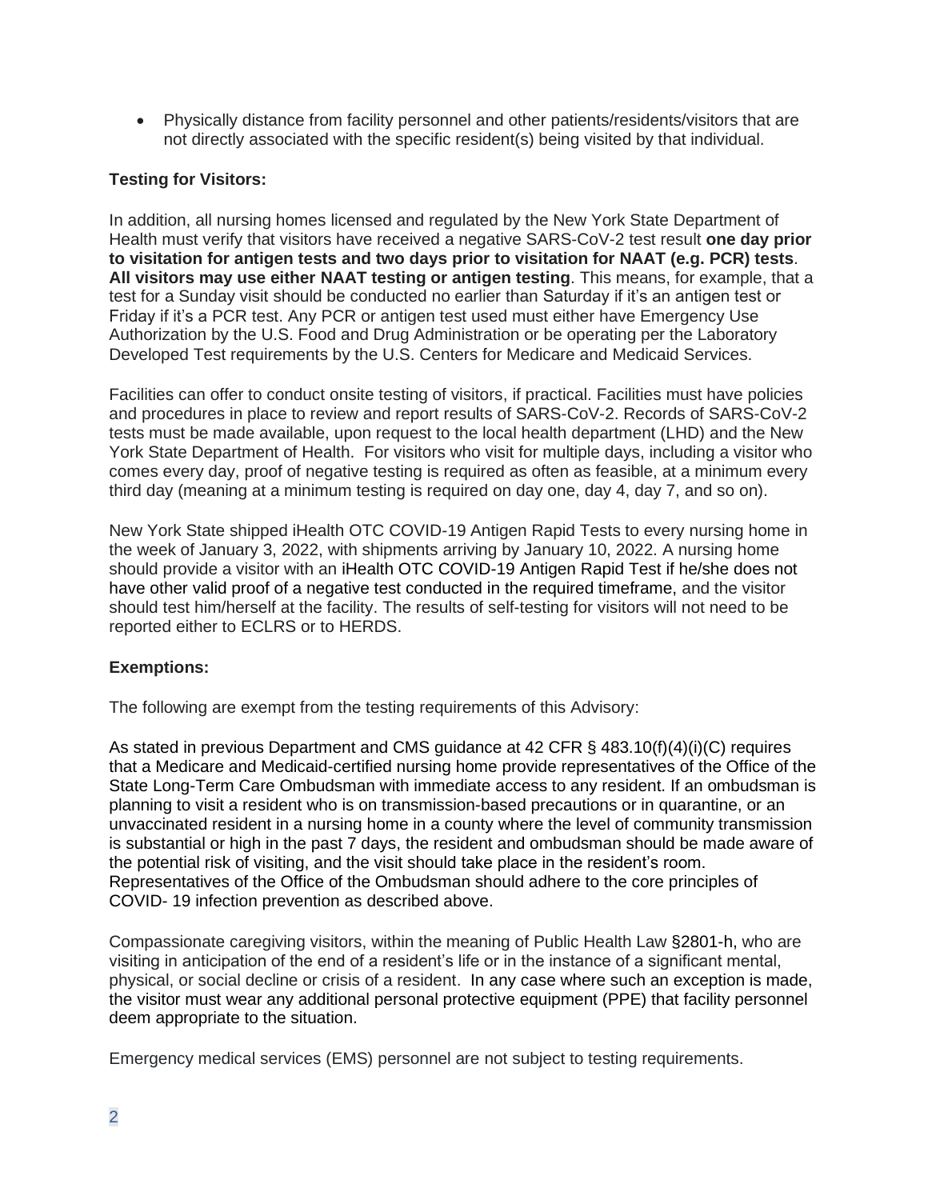- Physically distance from facility personnel and other patients/residents/visitors that are not directly associated with the specific resident(s) being visited by that individual.

**Testing for Visitors:**

In addition, all nursing homes licensed and regulated by the New York State Department of Health must verify that visitors have received a negative SARS-CoV-2 test result **one day prior to visitation for antigen tests and two days prior to visitation for NAAT (e.g. PCR) tests**. **All visitors may use either NAAT testing or antigen testing**. This means, for example, that a test for a Sunday visit should be conducted no earlier than Saturday if it's an antigen test or Friday if it's a PCR test. Any PCR or antigen test used must either have Emergency Use Authorization by the U.S. Food and Drug Administration or be operating per the Laboratory Developed Test requirements by the U.S. Centers for Medicare and Medicaid Services.

Facilities can offer to conduct onsite testing of visitors, if practical. Facilities must have policies and procedures in place to review and report results of SARS-CoV-2. Records of SARS-CoV-2 tests must be made available, upon request to the local health department (LHD) and the New York State Department of Health. For visitors who visit for multiple days, including a visitor who comes every day, proof of negative testing is required as often as feasible, at a minimum every third day (meaning at a minimum testing is required on day one, day 4, day 7, and so on).

New York State shipped iHealth OTC COVID-19 Antigen Rapid Tests to every nursing home in the week of January 3, 2022, with shipments arriving by January 10, 2022. A nursing home should provide a visitor with an iHealth OTC COVID-19 Antigen Rapid Test if he/she does not have other valid proof of a negative test conducted in the required timeframe, and the visitor should test him/herself at the facility. The results of self-testing for visitors will not need to be reported either to ECLRS or to HERDS.

**Exemptions:**

The following are exempt from the testing requirements of this Advisory:

As stated in previous Department and CMS guidance at 42 CFR § 483.10(f)(4)(i)(C) requires that a Medicare and Medicaid-certified nursing home provide representatives of the Office of the State Long-Term Care Ombudsman with immediate access to any resident. If an ombudsman is planning to visit a resident who is on transmission-based precautions or in quarantine, or an unvaccinated resident in a nursing home in a county where the level of community transmission is substantial or high in the past 7 days, the resident and ombudsman should be made aware of the potential risk of visiting, and the visit should take place in the resident's room. Representatives of the Office of the Ombudsman should adhere to the core principles of COVID- 19 infection prevention as described above.

Compassionate caregiving visitors, within the meaning of Public Health Law §2801-h, who are visiting in anticipation of the end of a resident's life or in the instance of a significant mental, physical, or social decline or crisis of a resident. In any case where such an exception is made, the visitor must wear any additional personal protective equipment (PPE) that facility personnel deem appropriate to the situation.

Emergency medical services (EMS) personnel are not subject to testing requirements.